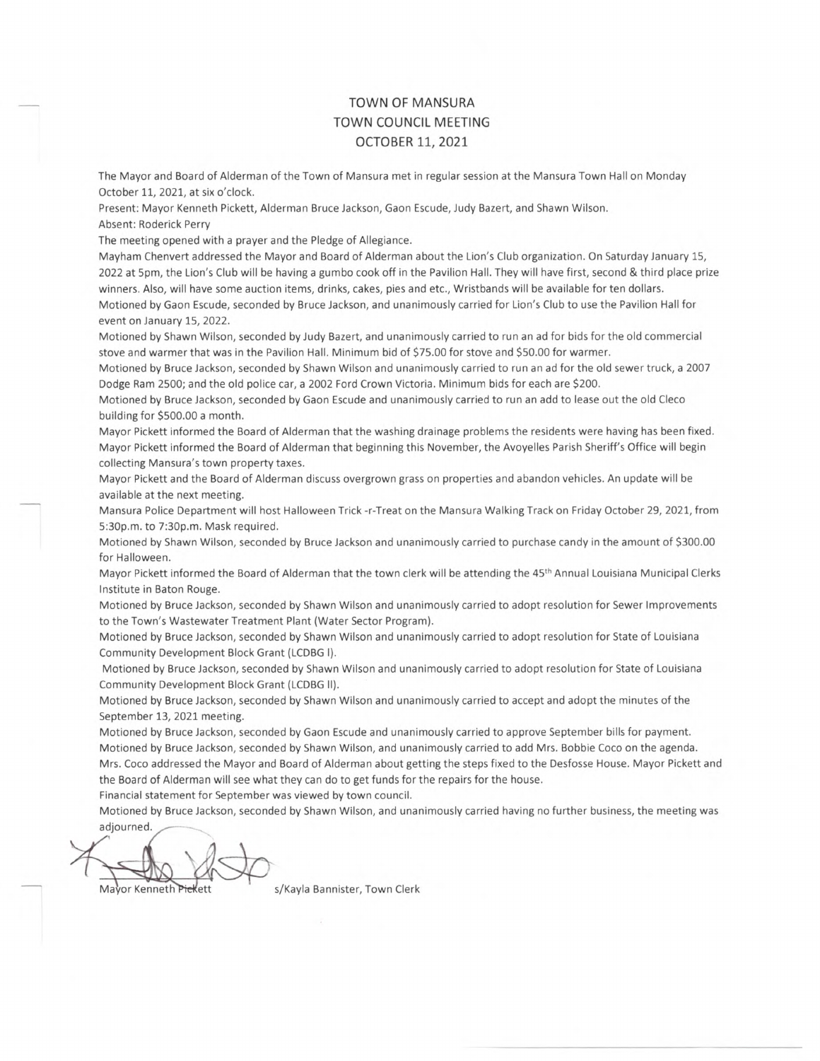# TOWN OF MANSURA
## TOWN COUNCIL MEETING
## OCTOBER 11, 2021

The Mayor and Board of Alderman of the Town of Mansura met in regular session at the Mansura Town Hall on Monday October 11, 2021, at six o'clock.

Present: Mayor Kenneth Pickett, Alderman Bruce Jackson, Gaon Escude, Judy Bazert, and Shawn Wilson.

Absent: Roderick Perry

The meeting opened with a prayer and the Pledge of Allegiance.

Mayham Chenvert addressed the Mayor and Board of Alderman about the Lion's Club organization. On Saturday January 15, 2022 at 5pm, the Lion's Club will be having a gumbo cook off in the Pavilion Hall. They will have first, second & third place prize winners. Also, will have some auction items, drinks, cakes, pies and etc., Wristbands will be available for ten dollars.

Motioned by Gaon Escude, seconded by Bruce Jackson, and unanimously carried for Lion's Club to use the Pavilion Hall for event on January 15, 2022.

Motioned by Shawn Wilson, seconded by Judy Bazert, and unanimously carried to run an ad for bids for the old commercial stove and warmer that was in the Pavilion Hall. Minimum bid of $75.00 for stove and $50.00 for warmer.

Motioned by Bruce Jackson, seconded by Shawn Wilson and unanimously carried to run an ad for the old sewer truck, a 2007 Dodge Ram 2500; and the old police car, a 2002 Ford Crown Victoria. Minimum bids for each are $200.

Motioned by Bruce Jackson, seconded by Gaon Escude and unanimously carried to run an add to lease out the old Cleco building for $500.00 a month.

Mayor Pickett informed the Board of Alderman that the washing drainage problems the residents were having has been fixed.

Mayor Pickett informed the Board of Alderman that beginning this November, the Avoyelles Parish Sheriff's Office will begin collecting Mansura's town property taxes.

Mayor Pickett and the Board of Alderman discuss overgrown grass on properties and abandon vehicles. An update will be available at the next meeting.

Mansura Police Department will host Halloween Trick -r-Treat on the Mansura Walking Track on Friday October 29, 2021, from 5:30p.m. to 7:30p.m. Mask required.

Motioned by Shawn Wilson, seconded by Bruce Jackson and unanimously carried to purchase candy in the amount of $300.00 for Halloween.

Mayor Pickett informed the Board of Alderman that the town clerk will be attending the 45th Annual Louisiana Municipal Clerks Institute in Baton Rouge.

Motioned by Bruce Jackson, seconded by Shawn Wilson and unanimously carried to adopt resolution for Sewer Improvements to the Town's Wastewater Treatment Plant (Water Sector Program).

Motioned by Bruce Jackson, seconded by Shawn Wilson and unanimously carried to adopt resolution for State of Louisiana Community Development Block Grant (LCDBG I).

Motioned by Bruce Jackson, seconded by Shawn Wilson and unanimously carried to adopt resolution for State of Louisiana Community Development Block Grant (LCDBG II).

Motioned by Bruce Jackson, seconded by Shawn Wilson and unanimously carried to accept and adopt the minutes of the September 13, 2021 meeting.

Motioned by Bruce Jackson, seconded by Gaon Escude and unanimously carried to approve September bills for payment.

Motioned by Bruce Jackson, seconded by Shawn Wilson, and unanimously carried to add Mrs. Bobbie Coco on the agenda.

Mrs. Coco addressed the Mayor and Board of Alderman about getting the steps fixed to the Desfosse House. Mayor Pickett and the Board of Alderman will see what they can do to get funds for the repairs for the house.

Financial statement for September was viewed by town council.

Motioned by Bruce Jackson, seconded by Shawn Wilson, and unanimously carried having no further business, the meeting was adjourned.

Mayor Kenneth Pickett

s/Kayla Bannister, Town Clerk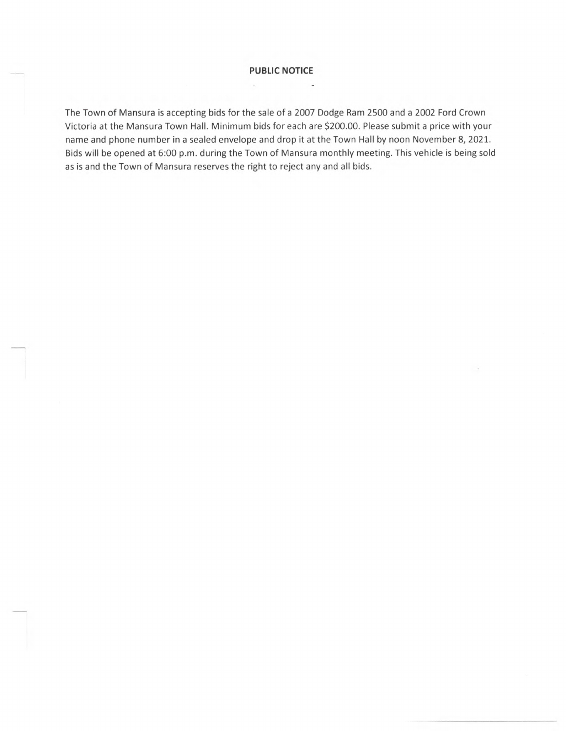**PUBLIC NOTICE**

The Town of Mansura is accepting bids for the sale of a 2007 Dodge Ram 2500 and a 2002 Ford Crown Victoria at the Mansura Town Hall. Minimum bids for each are $200.00. Please submit a price with your name and phone number in a sealed envelope and drop it at the Town Hall by noon November 8, 2021. Bids will be opened at 6:00 p.m. during the Town of Mansura monthly meeting. This vehicle is being sold as is and the Town of Mansura reserves the right to reject any and all bids.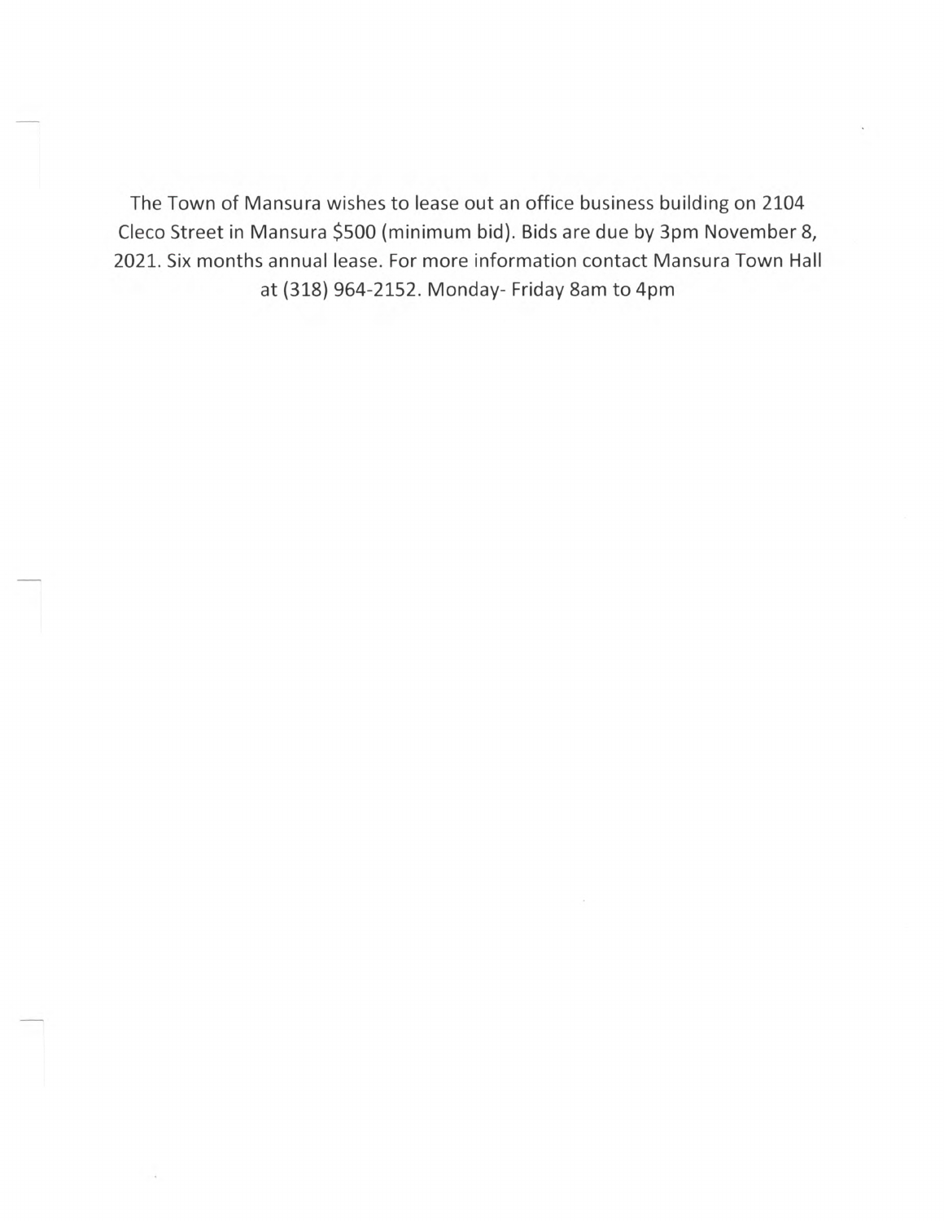The Town of Mansura wishes to lease out an office business building on 2104 Cleco Street in Mansura $500 (minimum bid). Bids are due by 3pm November 8, 2021. Six months annual lease. For more information contact Mansura Town Hall at (318) 964-2152. Monday- Friday 8am to 4pm